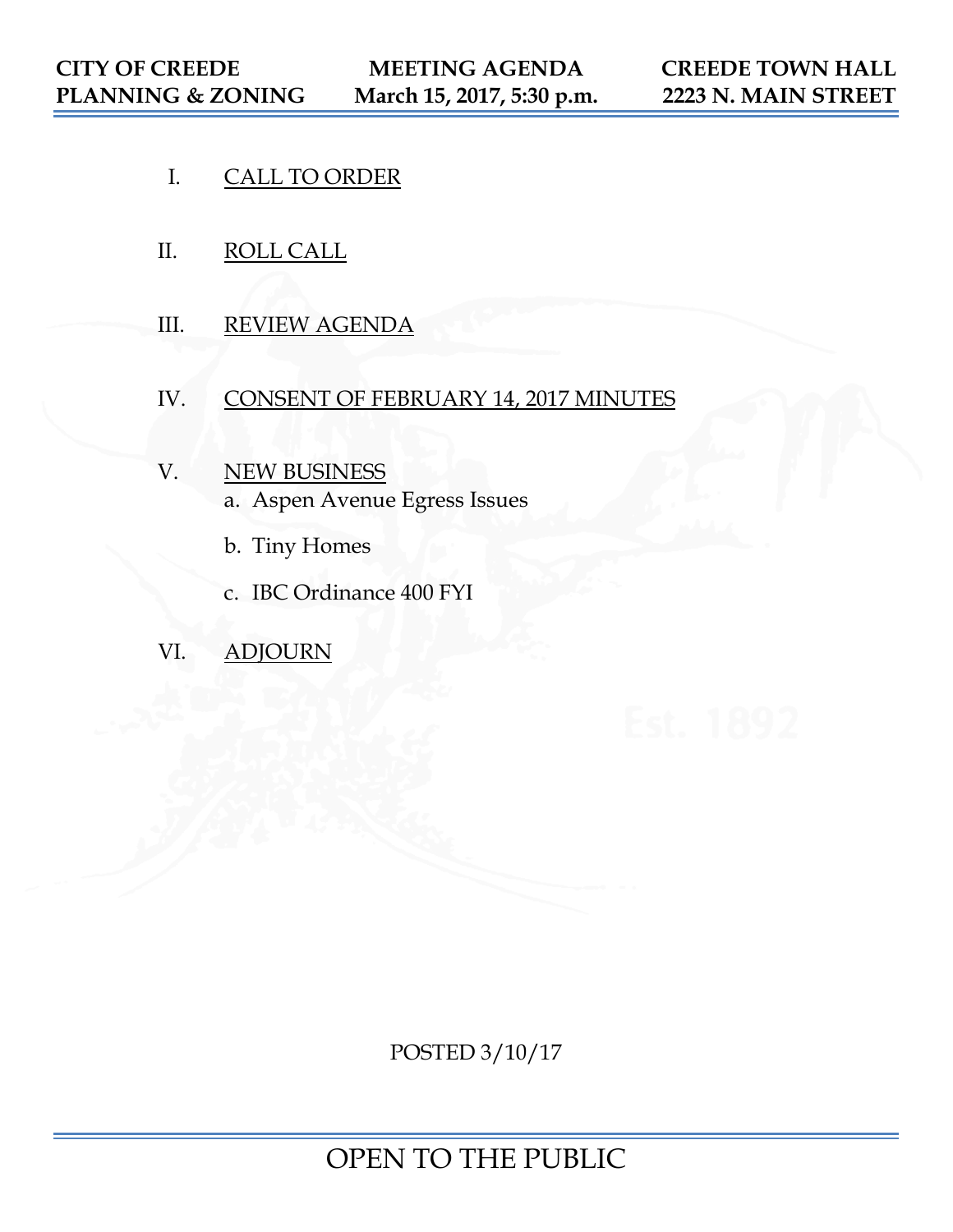**CITY OF CREEDE PLANNING & ZONING** | **MEETING AGENDA March 15, 2017, 5:30 p.m.** | **CREEDE TOWN HALL 2223 N. MAIN STREET**

I. CALL TO ORDER

II. ROLL CALL

III. REVIEW AGENDA

IV. CONSENT OF FEBRUARY 14, 2017 MINUTES

V. NEW BUSINESS
   a. Aspen Avenue Egress Issues
   b. Tiny Homes
   c. IBC Ordinance 400 FYI

VI. ADJOURN

POSTED 3/10/17

OPEN TO THE PUBLIC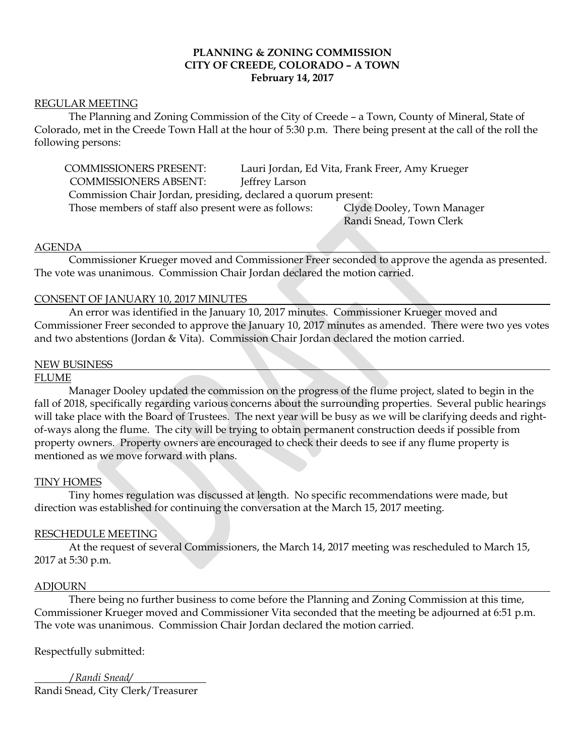**PLANNING & ZONING COMMISSION**
**CITY OF CREEDE, COLORADO – A TOWN**
**February 14, 2017**

REGULAR MEETING

The Planning and Zoning Commission of the City of Creede – a Town, County of Mineral, State of Colorado, met in the Creede Town Hall at the hour of 5:30 p.m. There being present at the call of the roll the following persons:

COMMISSIONERS PRESENT: Lauri Jordan, Ed Vita, Frank Freer, Amy Krueger
COMMISSIONERS ABSENT: Jeffrey Larson
Commission Chair Jordan, presiding, declared a quorum present:
Those members of staff also present were as follows: Clyde Dooley, Town Manager
Randi Snead, Town Clerk

AGENDA

Commissioner Krueger moved and Commissioner Freer seconded to approve the agenda as presented. The vote was unanimous. Commission Chair Jordan declared the motion carried.

CONSENT OF JANUARY 10, 2017 MINUTES

An error was identified in the January 10, 2017 minutes. Commissioner Krueger moved and Commissioner Freer seconded to approve the January 10, 2017 minutes as amended. There were two yes votes and two abstentions (Jordan & Vita). Commission Chair Jordan declared the motion carried.

NEW BUSINESS

FLUME

Manager Dooley updated the commission on the progress of the flume project, slated to begin in the fall of 2018, specifically regarding various concerns about the surrounding properties. Several public hearings will take place with the Board of Trustees. The next year will be busy as we will be clarifying deeds and right-of-ways along the flume. The city will be trying to obtain permanent construction deeds if possible from property owners. Property owners are encouraged to check their deeds to see if any flume property is mentioned as we move forward with plans.

TINY HOMES

Tiny homes regulation was discussed at length. No specific recommendations were made, but direction was established for continuing the conversation at the March 15, 2017 meeting.

RESCHEDULE MEETING

At the request of several Commissioners, the March 14, 2017 meeting was rescheduled to March 15, 2017 at 5:30 p.m.

ADJOURN

There being no further business to come before the Planning and Zoning Commission at this time, Commissioner Krueger moved and Commissioner Vita seconded that the meeting be adjourned at 6:51 p.m. The vote was unanimous. Commission Chair Jordan declared the motion carried.

Respectfully submitted:

*/Randi Snead/*
Randi Snead, City Clerk/Treasurer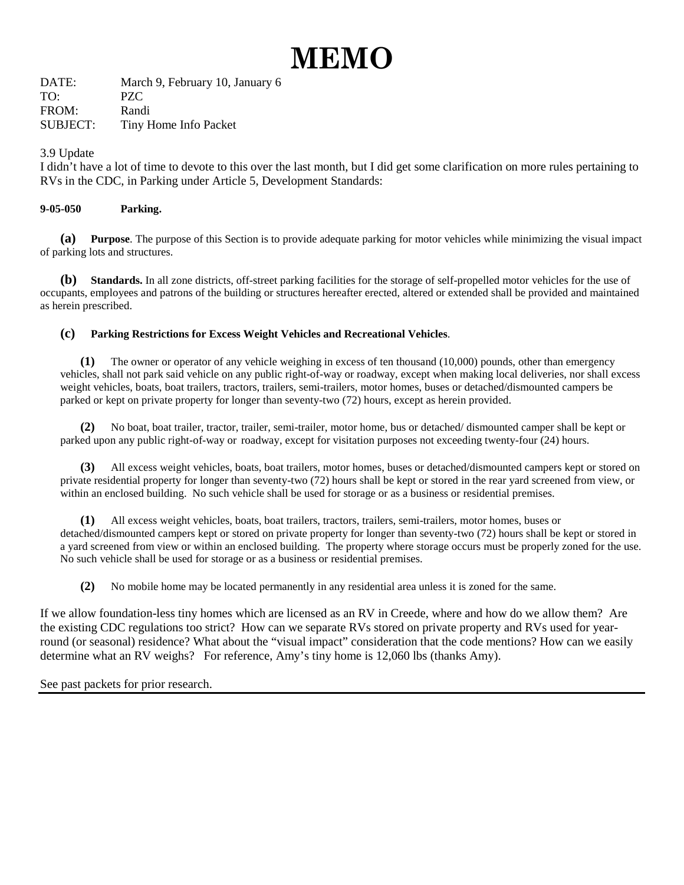# MEMO

DATE: March 9, February 10, January 6
TO: PZC
FROM: Randi
SUBJECT: Tiny Home Info Packet

3.9 Update

I didn't have a lot of time to devote to this over the last month, but I did get some clarification on more rules pertaining to RVs in the CDC, in Parking under Article 5, Development Standards:

**9-05-050 Parking.**

**(a) Purpose**. The purpose of this Section is to provide adequate parking for motor vehicles while minimizing the visual impact of parking lots and structures.

**(b) Standards.** In all zone districts, off-street parking facilities for the storage of self-propelled motor vehicles for the use of occupants, employees and patrons of the building or structures hereafter erected, altered or extended shall be provided and maintained as herein prescribed.

**(c) Parking Restrictions for Excess Weight Vehicles and Recreational Vehicles**.

**(1)** The owner or operator of any vehicle weighing in excess of ten thousand (10,000) pounds, other than emergency vehicles, shall not park said vehicle on any public right-of-way or roadway, except when making local deliveries, nor shall excess weight vehicles, boats, boat trailers, tractors, trailers, semi-trailers, motor homes, buses or detached/dismounted campers be parked or kept on private property for longer than seventy-two (72) hours, except as herein provided.

**(2)** No boat, boat trailer, tractor, trailer, semi-trailer, motor home, bus or detached/ dismounted camper shall be kept or parked upon any public right-of-way or roadway, except for visitation purposes not exceeding twenty-four (24) hours.

**(3)** All excess weight vehicles, boats, boat trailers, motor homes, buses or detached/dismounted campers kept or stored on private residential property for longer than seventy-two (72) hours shall be kept or stored in the rear yard screened from view, or within an enclosed building. No such vehicle shall be used for storage or as a business or residential premises.

**(1)** All excess weight vehicles, boats, boat trailers, tractors, trailers, semi-trailers, motor homes, buses or detached/dismounted campers kept or stored on private property for longer than seventy-two (72) hours shall be kept or stored in a yard screened from view or within an enclosed building. The property where storage occurs must be properly zoned for the use. No such vehicle shall be used for storage or as a business or residential premises.

**(2)** No mobile home may be located permanently in any residential area unless it is zoned for the same.

If we allow foundation-less tiny homes which are licensed as an RV in Creede, where and how do we allow them? Are the existing CDC regulations too strict? How can we separate RVs stored on private property and RVs used for year-round (or seasonal) residence? What about the "visual impact" consideration that the code mentions? How can we easily determine what an RV weighs? For reference, Amy's tiny home is 12,060 lbs (thanks Amy).

See past packets for prior research.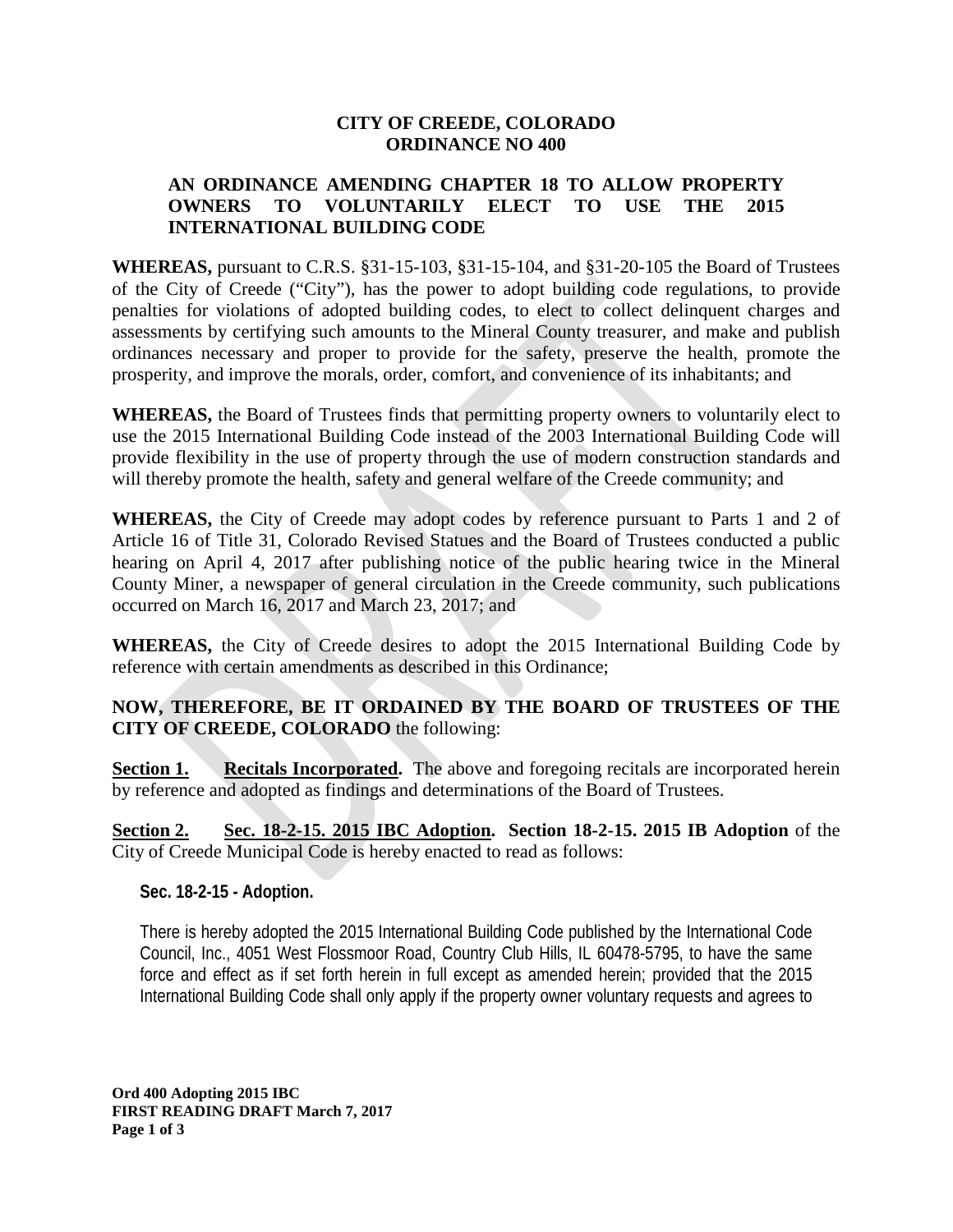**CITY OF CREEDE, COLORADO**
**ORDINANCE NO 400**

**AN ORDINANCE AMENDING CHAPTER 18 TO ALLOW PROPERTY OWNERS TO VOLUNTARILY ELECT TO USE THE 2015 INTERNATIONAL BUILDING CODE**

**WHEREAS,** pursuant to C.R.S. §31-15-103, §31-15-104, and §31-20-105 the Board of Trustees of the City of Creede ("City"), has the power to adopt building code regulations, to provide penalties for violations of adopted building codes, to elect to collect delinquent charges and assessments by certifying such amounts to the Mineral County treasurer, and make and publish ordinances necessary and proper to provide for the safety, preserve the health, promote the prosperity, and improve the morals, order, comfort, and convenience of its inhabitants; and

**WHEREAS,** the Board of Trustees finds that permitting property owners to voluntarily elect to use the 2015 International Building Code instead of the 2003 International Building Code will provide flexibility in the use of property through the use of modern construction standards and will thereby promote the health, safety and general welfare of the Creede community; and

**WHEREAS,** the City of Creede may adopt codes by reference pursuant to Parts 1 and 2 of Article 16 of Title 31, Colorado Revised Statues and the Board of Trustees conducted a public hearing on April 4, 2017 after publishing notice of the public hearing twice in the Mineral County Miner, a newspaper of general circulation in the Creede community, such publications occurred on March 16, 2017 and March 23, 2017; and

**WHEREAS,** the City of Creede desires to adopt the 2015 International Building Code by reference with certain amendments as described in this Ordinance;

**NOW, THEREFORE, BE IT ORDAINED BY THE BOARD OF TRUSTEES OF THE CITY OF CREEDE, COLORADO** the following:

**Section 1.** **Recitals Incorporated.** The above and foregoing recitals are incorporated herein by reference and adopted as findings and determinations of the Board of Trustees.

**Section 2.** **Sec. 18-2-15. 2015 IBC Adoption.** **Section 18-2-15. 2015 IB Adoption** of the City of Creede Municipal Code is hereby enacted to read as follows:

**Sec. 18-2-15 - Adoption.**

There is hereby adopted the 2015 International Building Code published by the International Code Council, Inc., 4051 West Flossmoor Road, Country Club Hills, IL 60478-5795, to have the same force and effect as if set forth herein in full except as amended herein; provided that the 2015 International Building Code shall only apply if the property owner voluntary requests and agrees to

**Ord 400 Adopting 2015 IBC**
**FIRST READING DRAFT March 7, 2017**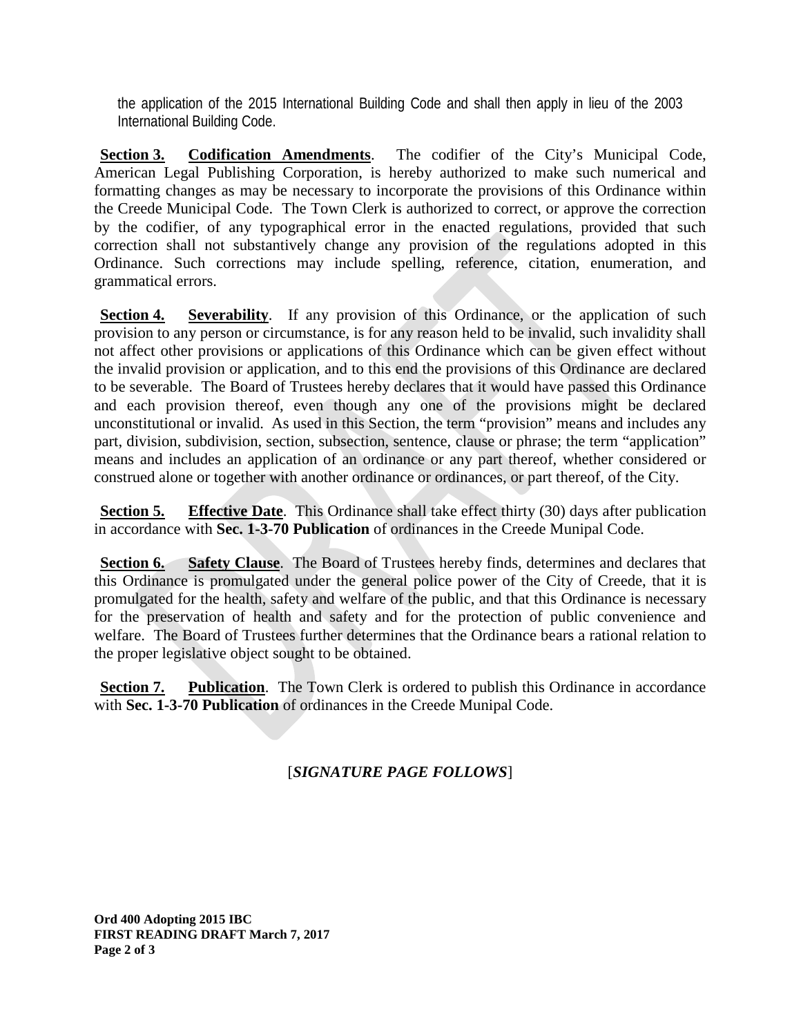the application of the 2015 International Building Code and shall then apply in lieu of the 2003 International Building Code.

**<u>Section 3.</u>** **<u>Codification Amendments</u>**. The codifier of the City's Municipal Code, American Legal Publishing Corporation, is hereby authorized to make such numerical and formatting changes as may be necessary to incorporate the provisions of this Ordinance within the Creede Municipal Code. The Town Clerk is authorized to correct, or approve the correction by the codifier, of any typographical error in the enacted regulations, provided that such correction shall not substantively change any provision of the regulations adopted in this Ordinance. Such corrections may include spelling, reference, citation, enumeration, and grammatical errors.

**<u>Section 4.</u>** **<u>Severability</u>**. If any provision of this Ordinance, or the application of such provision to any person or circumstance, is for any reason held to be invalid, such invalidity shall not affect other provisions or applications of this Ordinance which can be given effect without the invalid provision or application, and to this end the provisions of this Ordinance are declared to be severable. The Board of Trustees hereby declares that it would have passed this Ordinance and each provision thereof, even though any one of the provisions might be declared unconstitutional or invalid. As used in this Section, the term "provision" means and includes any part, division, subdivision, section, subsection, sentence, clause or phrase; the term "application" means and includes an application of an ordinance or any part thereof, whether considered or construed alone or together with another ordinance or ordinances, or part thereof, of the City.

**<u>Section 5.</u>** **<u>Effective Date</u>**. This Ordinance shall take effect thirty (30) days after publication in accordance with **Sec. 1-3-70 Publication** of ordinances in the Creede Munipal Code.

**<u>Section 6.</u>** **<u>Safety Clause</u>**. The Board of Trustees hereby finds, determines and declares that this Ordinance is promulgated under the general police power of the City of Creede, that it is promulgated for the health, safety and welfare of the public, and that this Ordinance is necessary for the preservation of health and safety and for the protection of public convenience and welfare. The Board of Trustees further determines that the Ordinance bears a rational relation to the proper legislative object sought to be obtained.

**<u>Section 7.</u>** **<u>Publication</u>**. The Town Clerk is ordered to publish this Ordinance in accordance with **Sec. 1-3-70 Publication** of ordinances in the Creede Munipal Code.

[***SIGNATURE PAGE FOLLOWS***]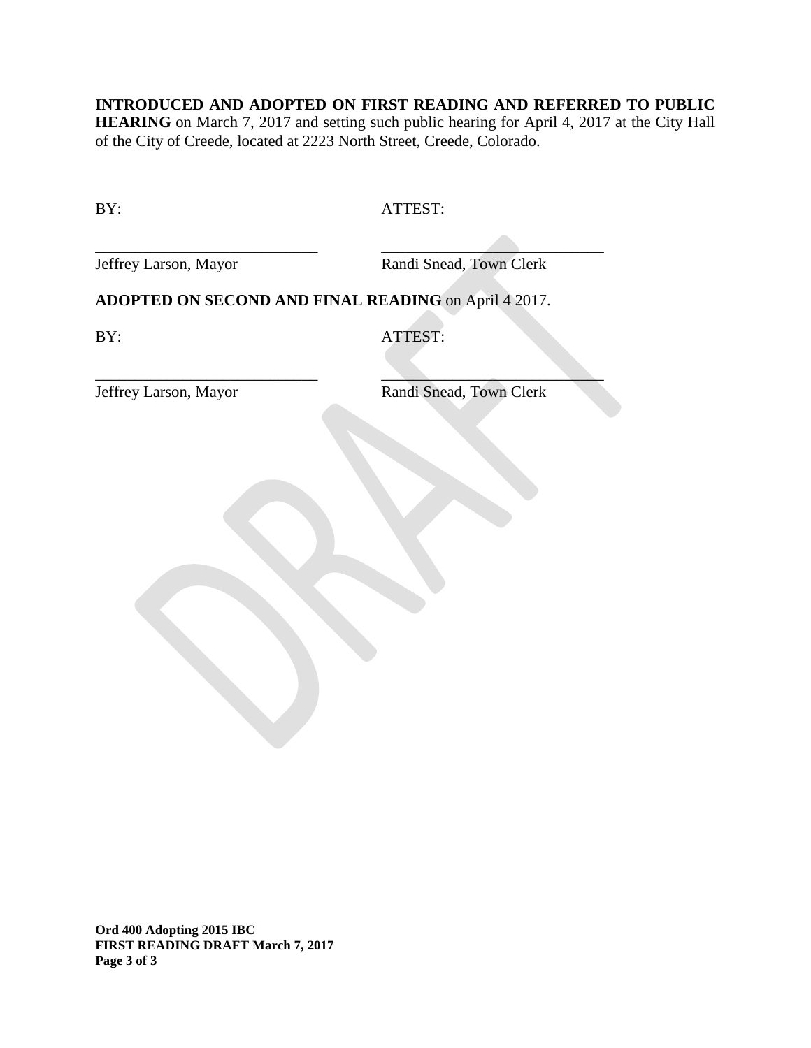**INTRODUCED AND ADOPTED ON FIRST READING AND REFERRED TO PUBLIC HEARING** on March 7, 2017 and setting such public hearing for April 4, 2017 at the City Hall of the City of Creede, located at 2223 North Street, Creede, Colorado.

BY: ATTEST:

\_\_\_\_\_\_\_\_\_\_\_\_\_\_\_\_\_\_\_\_\_\_\_\_\_\_\_\_ \_\_\_\_\_\_\_\_\_\_\_\_\_\_\_\_\_\_\_\_\_\_\_\_\_\_\_\_

Jeffrey Larson, Mayor Randi Snead, Town Clerk

**ADOPTED ON SECOND AND FINAL READING** on April 4 2017.

BY: ATTEST:

\_\_\_\_\_\_\_\_\_\_\_\_\_\_\_\_\_\_\_\_\_\_\_\_\_\_\_\_ \_\_\_\_\_\_\_\_\_\_\_\_\_\_\_\_\_\_\_\_\_\_\_\_\_\_\_\_

Jeffrey Larson, Mayor Randi Snead, Town Clerk

DRAFT

**Ord 400 Adopting 2015 IBC**
**FIRST READING DRAFT March 7, 2017**